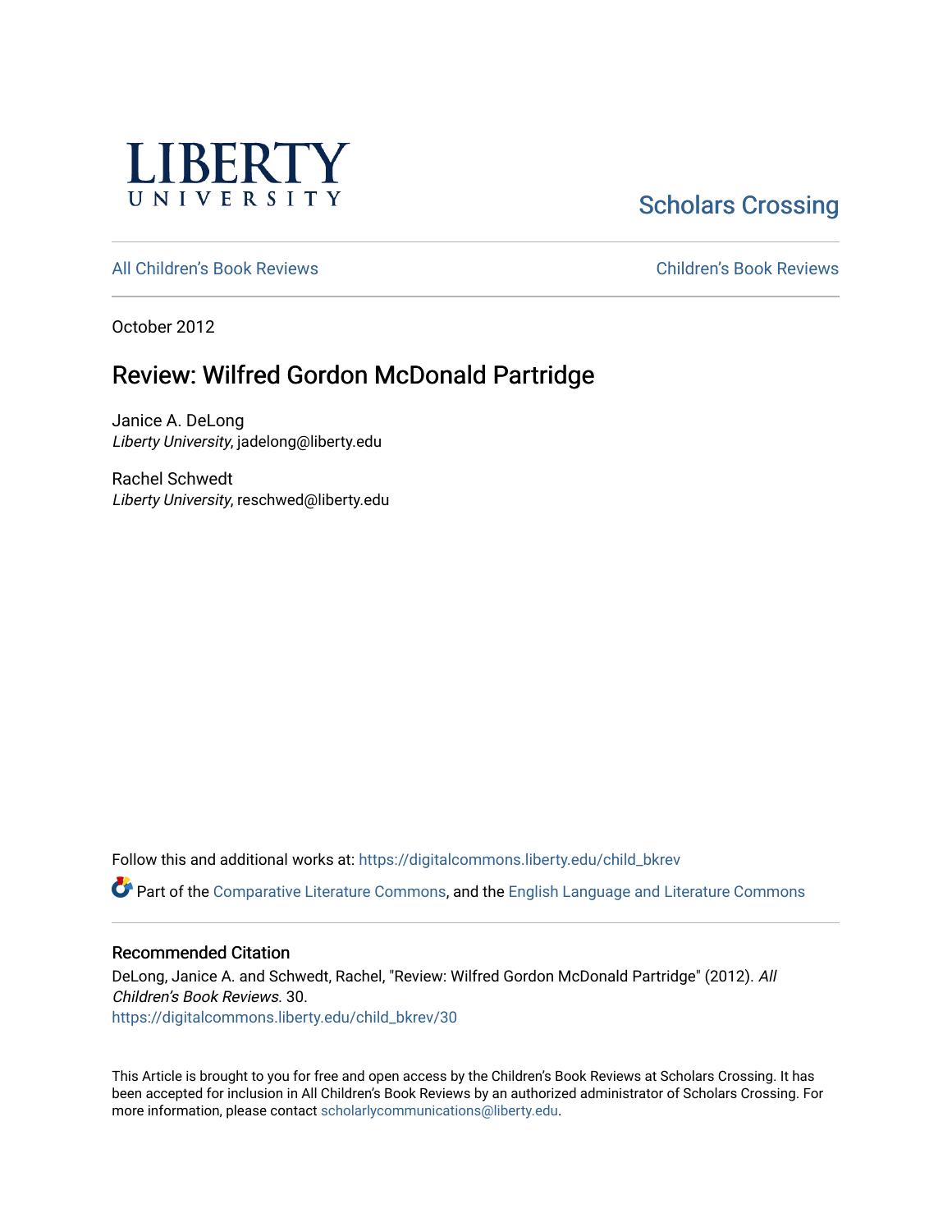LIBERTY UNIVERSITY

Scholars Crossing

All Children's Book Reviews

Children's Book Reviews

October 2012

# Review: Wilfred Gordon McDonald Partridge

Janice A. DeLong
*Liberty University*, jadelong@liberty.edu

Rachel Schwedt
*Liberty University*, reschwed@liberty.edu

Follow this and additional works at: https://digitalcommons.liberty.edu/child_bkrev

Part of the Comparative Literature Commons, and the English Language and Literature Commons

### Recommended Citation

DeLong, Janice A. and Schwedt, Rachel, "Review: Wilfred Gordon McDonald Partridge" (2012). *All Children's Book Reviews*. 30.
https://digitalcommons.liberty.edu/child_bkrev/30

This Article is brought to you for free and open access by the Children's Book Reviews at Scholars Crossing. It has been accepted for inclusion in All Children's Book Reviews by an authorized administrator of Scholars Crossing. For more information, please contact scholarlycommunications@liberty.edu.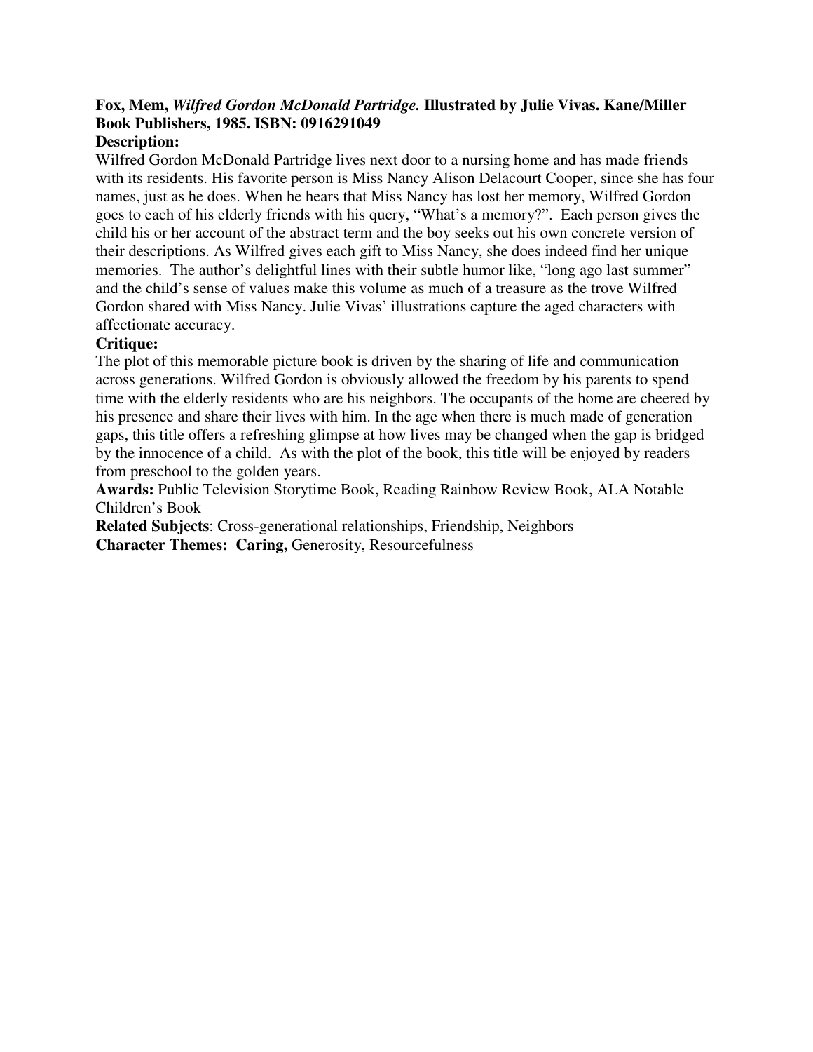**Fox, Mem, *Wilfred Gordon McDonald Partridge.* Illustrated by Julie Vivas. Kane/Miller Book Publishers, 1985. ISBN: 0916291049**

**Description:**

Wilfred Gordon McDonald Partridge lives next door to a nursing home and has made friends with its residents. His favorite person is Miss Nancy Alison Delacourt Cooper, since she has four names, just as he does. When he hears that Miss Nancy has lost her memory, Wilfred Gordon goes to each of his elderly friends with his query, "What's a memory?". Each person gives the child his or her account of the abstract term and the boy seeks out his own concrete version of their descriptions. As Wilfred gives each gift to Miss Nancy, she does indeed find her unique memories. The author's delightful lines with their subtle humor like, "long ago last summer" and the child's sense of values make this volume as much of a treasure as the trove Wilfred Gordon shared with Miss Nancy. Julie Vivas' illustrations capture the aged characters with affectionate accuracy.

**Critique:**

The plot of this memorable picture book is driven by the sharing of life and communication across generations. Wilfred Gordon is obviously allowed the freedom by his parents to spend time with the elderly residents who are his neighbors. The occupants of the home are cheered by his presence and share their lives with him. In the age when there is much made of generation gaps, this title offers a refreshing glimpse at how lives may be changed when the gap is bridged by the innocence of a child. As with the plot of the book, this title will be enjoyed by readers from preschool to the golden years.

**Awards:** Public Television Storytime Book, Reading Rainbow Review Book, ALA Notable Children's Book

**Related Subjects**: Cross-generational relationships, Friendship, Neighbors

**Character Themes: Caring,** Generosity, Resourcefulness